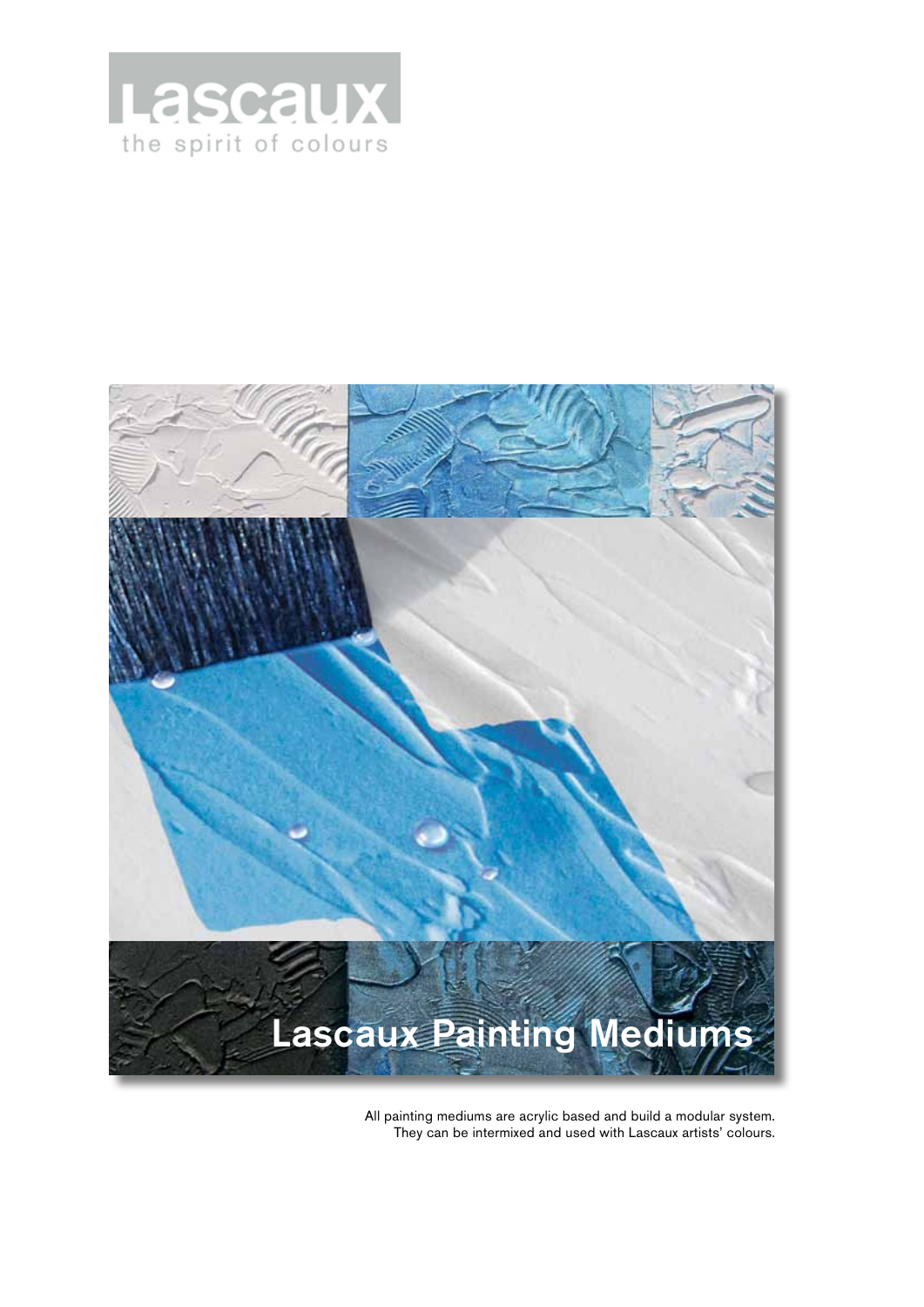Lascaux

the spirit of colours

# Lascaux Painting Mediums

All painting mediums are acrylic based and build a modular system. They can be intermixed and used with Lascaux artists' colours.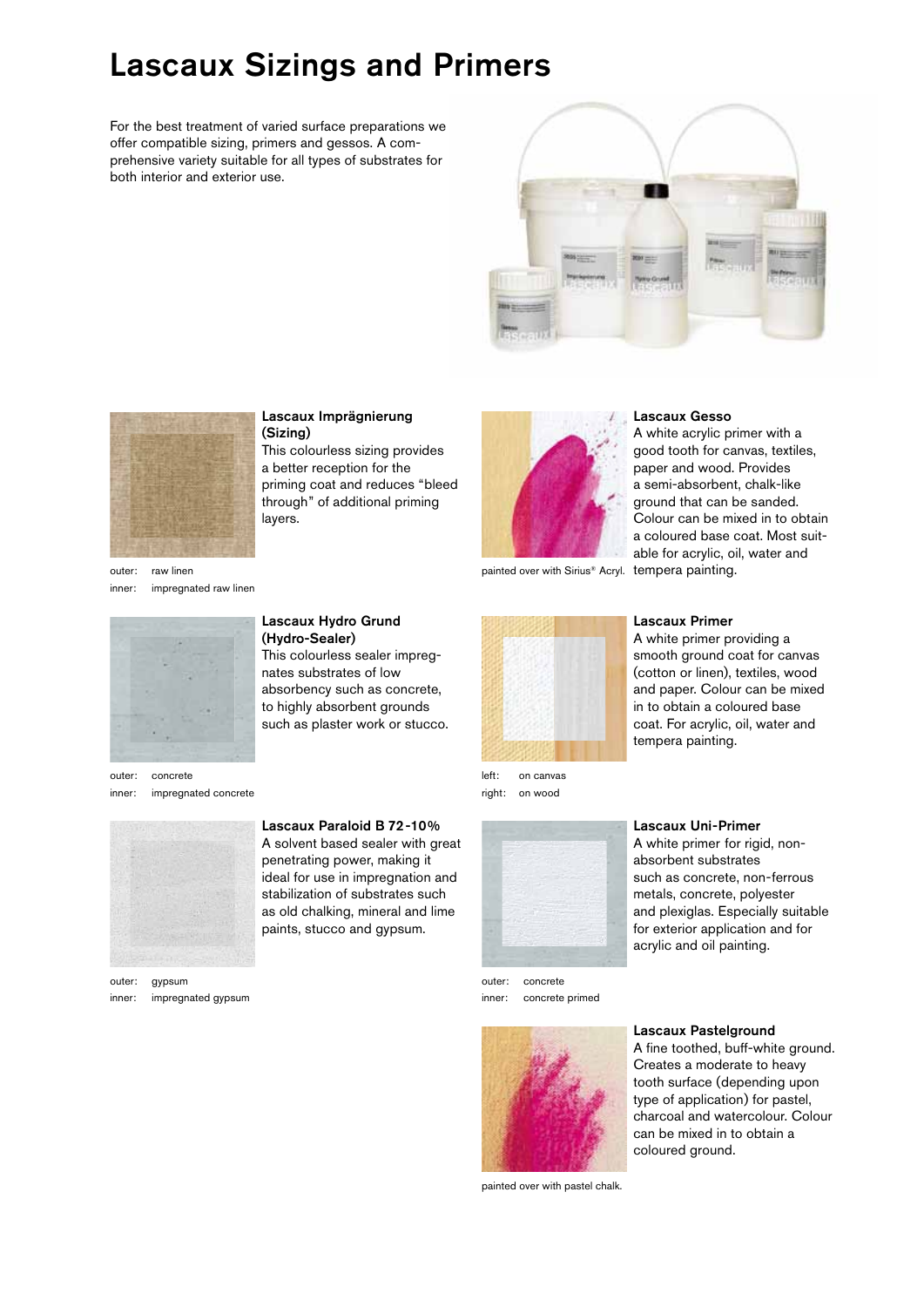# Lascaux Sizings and Primers

For the best treatment of varied surface preparations we offer compatible sizing, primers and gessos. A comprehensive variety suitable for all types of substrates for both interior and exterior use.

### Lascaux Imprägnierung (Sizing)

This colourless sizing provides a better reception for the priming coat and reduces "bleed through" of additional priming layers.

outer: raw linen
inner: impregnated raw linen

### Lascaux Hydro Grund (Hydro-Sealer)

This colourless sealer impregnates substrates of low absorbency such as concrete, to highly absorbent grounds such as plaster work or stucco.

outer: concrete
inner: impregnated concrete

### Lascaux Paraloid B 72-10%

A solvent based sealer with great penetrating power, making it ideal for use in impregnation and stabilization of substrates such as old chalking, mineral and lime paints, stucco and gypsum.

outer: gypsum
inner: impregnated gypsum

### Lascaux Gesso

A white acrylic primer with a good tooth for canvas, textiles, paper and wood. Provides a semi-absorbent, chalk-like ground that can be sanded. Colour can be mixed in to obtain a coloured base coat. Most suitable for acrylic, oil, water and tempera painting.

painted over with Sirius® Acryl.

### Lascaux Primer

A white primer providing a smooth ground coat for canvas (cotton or linen), textiles, wood and paper. Colour can be mixed in to obtain a coloured base coat. For acrylic, oil, water and tempera painting.

left: on canvas
right: on wood

### Lascaux Uni-Primer

A white primer for rigid, non-absorbent substrates such as concrete, non-ferrous metals, concrete, polyester and plexiglas. Especially suitable for exterior application and for acrylic and oil painting.

outer: concrete
inner: concrete primed

### Lascaux Pastelground

A fine toothed, buff-white ground. Creates a moderate to heavy tooth surface (depending upon type of application) for pastel, charcoal and watercolour. Colour can be mixed in to obtain a coloured ground.

painted over with pastel chalk.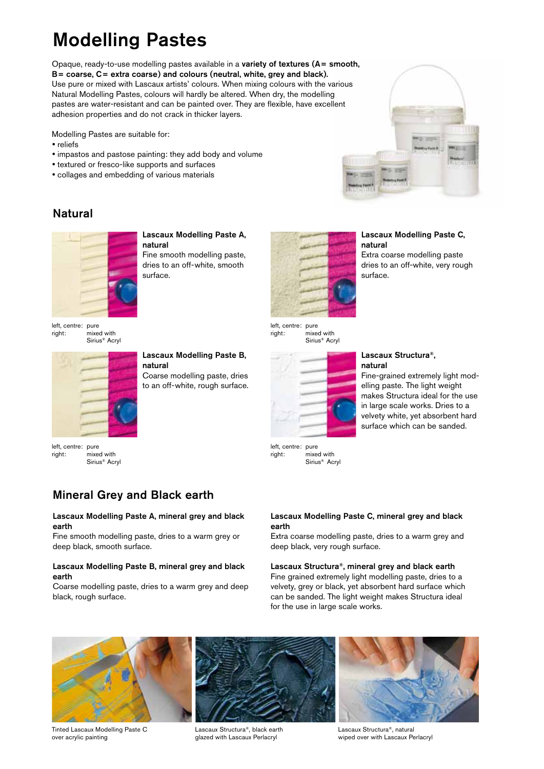# Modelling Pastes

Opaque, ready-to-use modelling pastes available in a **variety of textures (A = smooth, B = coarse, C = extra coarse) and colours (neutral, white, grey and black).**
Use pure or mixed with Lascaux artists' colours. When mixing colours with the various Natural Modelling Pastes, colours will hardly be altered. When dry, the modelling pastes are water-resistant and can be painted over. They are flexible, have excellent adhesion properties and do not crack in thicker layers.

Modelling Pastes are suitable for:

- reliefs
- impastos and pastose painting: they add body and volume
- textured or fresco-like supports and surfaces
- collages and embedding of various materials

## Natural

**Lascaux Modelling Paste A, natural**
Fine smooth modelling paste, dries to an off-white, smooth surface.

left, centre: pure
right: mixed with Sirius® Acryl

**Lascaux Modelling Paste B, natural**
Coarse modelling paste, dries to an off-white, rough surface.

left, centre: pure
right: mixed with Sirius® Acryl

**Lascaux Modelling Paste C, natural**
Extra coarse modelling paste dries to an off-white, very rough surface.

left, centre: pure
right: mixed with Sirius® Acryl

**Lascaux Structura®, natural**
Fine-grained extremely light modelling paste. The light weight makes Structura ideal for the use in large scale works. Dries to a velvety white, yet absorbent hard surface which can be sanded.

left, centre: pure
right: mixed with Sirius® Acryl

## Mineral Grey and Black earth

**Lascaux Modelling Paste A, mineral grey and black earth**
Fine smooth modelling paste, dries to a warm grey or deep black, smooth surface.

**Lascaux Modelling Paste B, mineral grey and black earth**
Coarse modelling paste, dries to a warm grey and deep black, rough surface.

**Lascaux Modelling Paste C, mineral grey and black earth**
Extra coarse modelling paste, dries to a warm grey and deep black, very rough surface.

**Lascaux Structura®, mineral grey and black earth**
Fine grained extremely light modelling paste, dries to a velvety, grey or black, yet absorbent hard surface which can be sanded. The light weight makes Structura ideal for the use in large scale works.

Tinted Lascaux Modelling Paste C over acrylic painting

Lascaux Structura®, black earth glazed with Lascaux Perlacryl

Lascaux Structura®, natural wiped over with Lascaux Perlacryl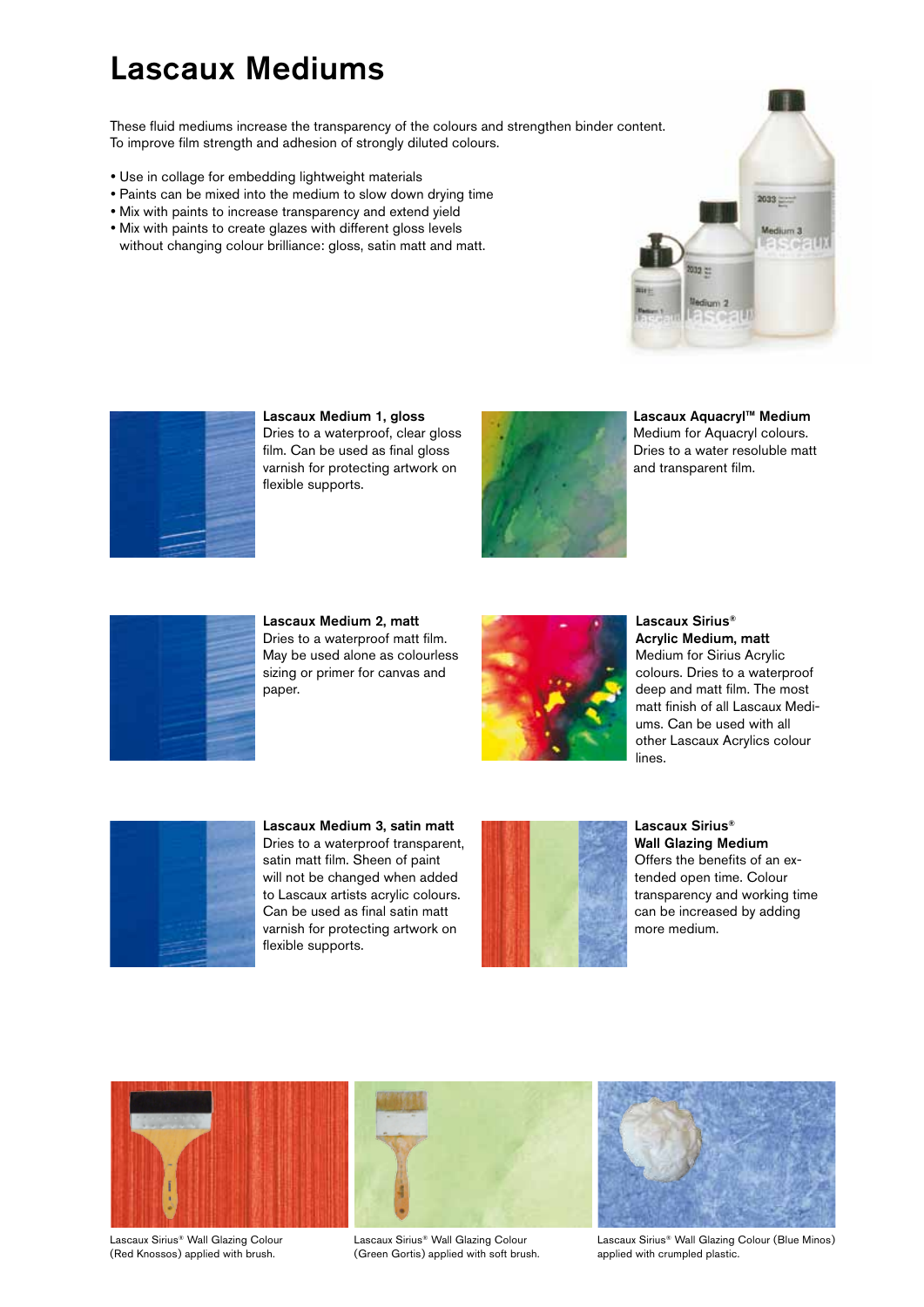# Lascaux Mediums

These fluid mediums increase the transparency of the colours and strengthen binder content. To improve film strength and adhesion of strongly diluted colours.

- Use in collage for embedding lightweight materials
- Paints can be mixed into the medium to slow down drying time
- Mix with paints to increase transparency and extend yield
- Mix with paints to create glazes with different gloss levels without changing colour brilliance: gloss, satin matt and matt.

**Lascaux Medium 1, gloss**
Dries to a waterproof, clear gloss film. Can be used as final gloss varnish for protecting artwork on flexible supports.

**Lascaux Medium 2, matt**
Dries to a waterproof matt film. May be used alone as colourless sizing or primer for canvas and paper.

**Lascaux Medium 3, satin matt**
Dries to a waterproof transparent, satin matt film. Sheen of paint will not be changed when added to Lascaux artists acrylic colours. Can be used as final satin matt varnish for protecting artwork on flexible supports.

**Lascaux Aquacryl™ Medium**
Medium for Aquacryl colours. Dries to a water resoluble matt and transparent film.

**Lascaux Sirius® Acrylic Medium, matt**
Medium for Sirius Acrylic colours. Dries to a waterproof deep and matt film. The most matt finish of all Lascaux Mediums. Can be used with all other Lascaux Acrylics colour lines.

**Lascaux Sirius® Wall Glazing Medium**
Offers the benefits of an extended open time. Colour transparency and working time can be increased by adding more medium.

Lascaux Sirius® Wall Glazing Colour (Red Knossos) applied with brush.

Lascaux Sirius® Wall Glazing Colour (Green Gortis) applied with soft brush.

Lascaux Sirius® Wall Glazing Colour (Blue Minos) applied with crumpled plastic.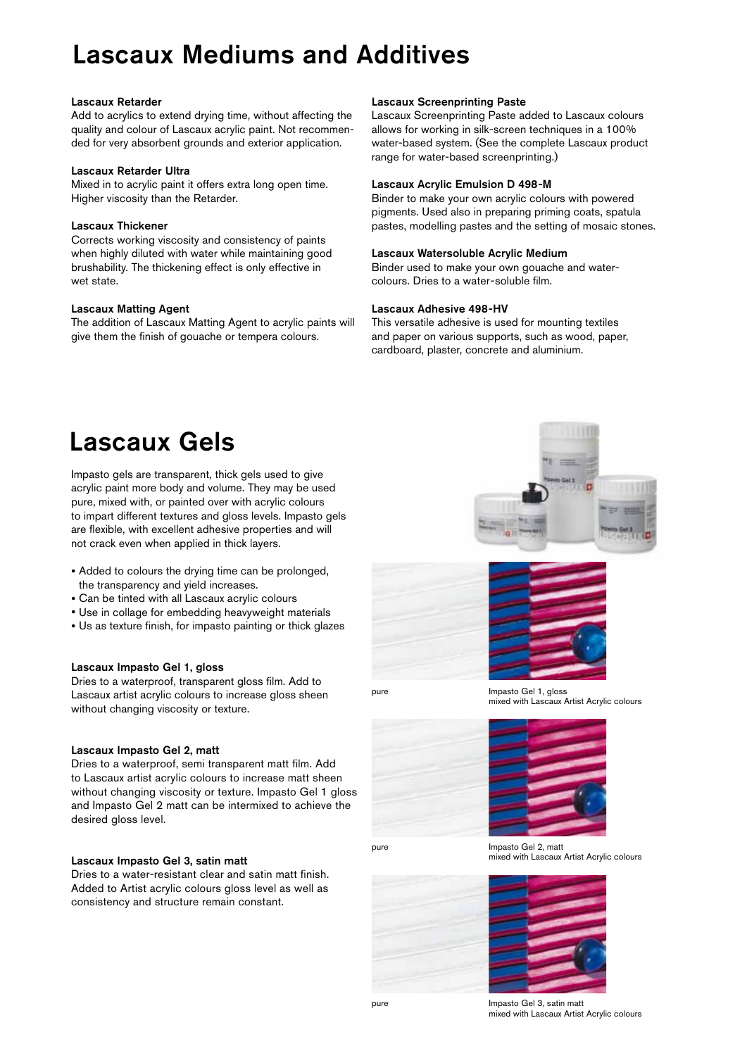# Lascaux Mediums and Additives

### Lascaux Retarder

Add to acrylics to extend drying time, without affecting the quality and colour of Lascaux acrylic paint. Not recommended for very absorbent grounds and exterior application.

### Lascaux Retarder Ultra

Mixed in to acrylic paint it offers extra long open time. Higher viscosity than the Retarder.

### Lascaux Thickener

Corrects working viscosity and consistency of paints when highly diluted with water while maintaining good brushability. The thickening effect is only effective in wet state.

### Lascaux Matting Agent

The addition of Lascaux Matting Agent to acrylic paints will give them the finish of gouache or tempera colours.

### Lascaux Screenprinting Paste

Lascaux Screenprinting Paste added to Lascaux colours allows for working in silk-screen techniques in a 100% water-based system. (See the complete Lascaux product range for water-based screenprinting.)

### Lascaux Acrylic Emulsion D 498-M

Binder to make your own acrylic colours with powered pigments. Used also in preparing priming coats, spatula pastes, modelling pastes and the setting of mosaic stones.

### Lascaux Watersoluble Acrylic Medium

Binder used to make your own gouache and watercolours. Dries to a water-soluble film.

### Lascaux Adhesive 498-HV

This versatile adhesive is used for mounting textiles and paper on various supports, such as wood, paper, cardboard, plaster, concrete and aluminium.

# Lascaux Gels

Impasto gels are transparent, thick gels used to give acrylic paint more body and volume. They may be used pure, mixed with, or painted over with acrylic colours to impart different textures and gloss levels. Impasto gels are flexible, with excellent adhesive properties and will not crack even when applied in thick layers.

- Added to colours the drying time can be prolonged, the transparency and yield increases.
- Can be tinted with all Lascaux acrylic colours
- Use in collage for embedding heavyweight materials
- Us as texture finish, for impasto painting or thick glazes

### Lascaux Impasto Gel 1, gloss

Dries to a waterproof, transparent gloss film. Add to Lascaux artist acrylic colours to increase gloss sheen without changing viscosity or texture.

### Lascaux Impasto Gel 2, matt

Dries to a waterproof, semi transparent matt film. Add to Lascaux artist acrylic colours to increase matt sheen without changing viscosity or texture. Impasto Gel 1 gloss and Impasto Gel 2 matt can be intermixed to achieve the desired gloss level.

### Lascaux Impasto Gel 3, satin matt

Dries to a water-resistant clear and satin matt finish. Added to Artist acrylic colours gloss level as well as consistency and structure remain constant.

pure

Impasto Gel 1, gloss
mixed with Lascaux Artist Acrylic colours

pure

Impasto Gel 2, matt
mixed with Lascaux Artist Acrylic colours

pure

Impasto Gel 3, satin matt
mixed with Lascaux Artist Acrylic colours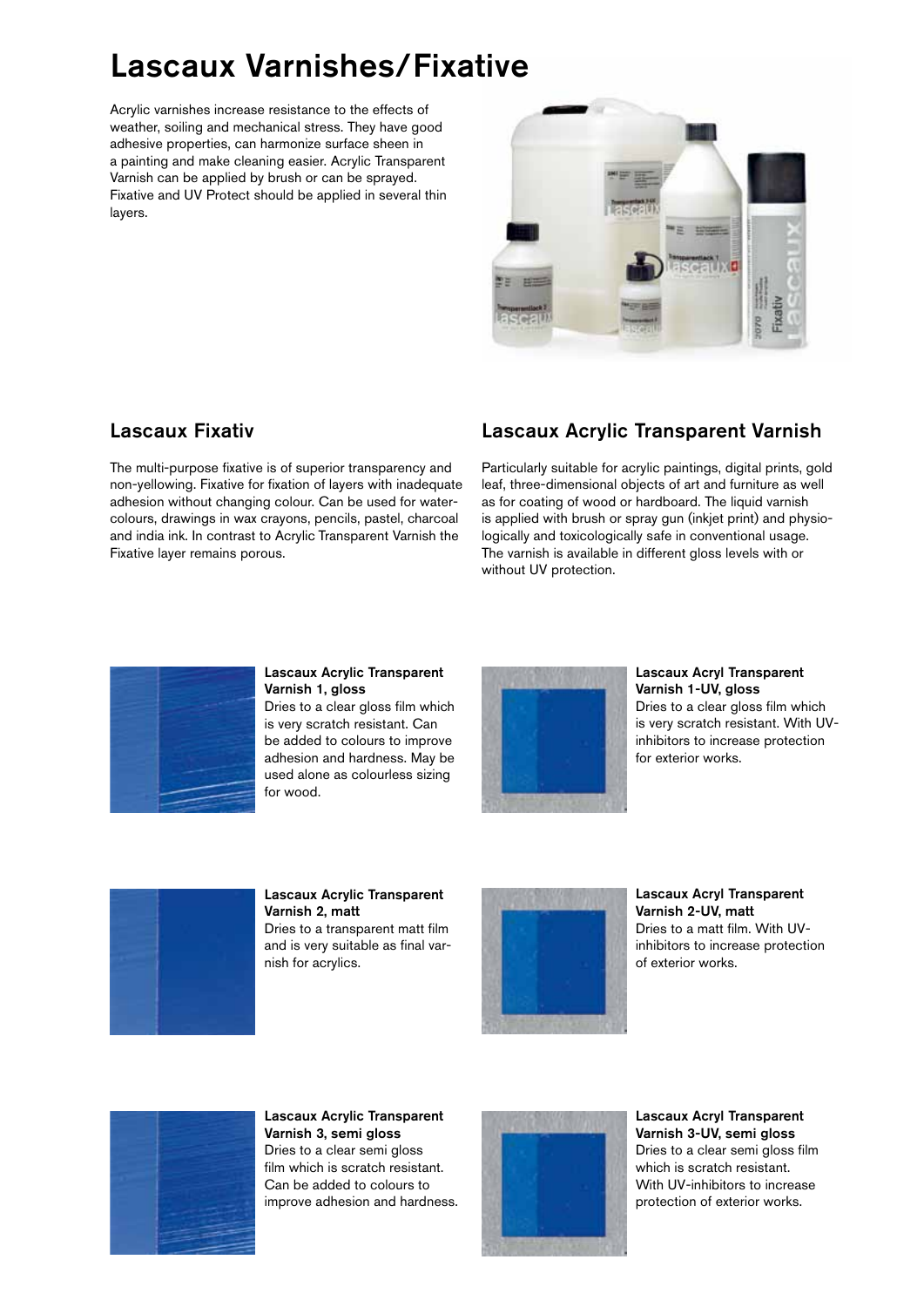# Lascaux Varnishes/Fixative

Acrylic varnishes increase resistance to the effects of weather, soiling and mechanical stress. They have good adhesive properties, can harmonize surface sheen in a painting and make cleaning easier. Acrylic Transparent Varnish can be applied by brush or can be sprayed. Fixative and UV Protect should be applied in several thin layers.

## Lascaux Fixativ

The multi-purpose fixative is of superior transparency and non-yellowing. Fixative for fixation of layers with inadequate adhesion without changing colour. Can be used for watercolours, drawings in wax crayons, pencils, pastel, charcoal and india ink. In contrast to Acrylic Transparent Varnish the Fixative layer remains porous.

## Lascaux Acrylic Transparent Varnish

Particularly suitable for acrylic paintings, digital prints, gold leaf, three-dimensional objects of art and furniture as well as for coating of wood or hardboard. The liquid varnish is applied with brush or spray gun (inkjet print) and physiologically and toxicologically safe in conventional usage. The varnish is available in different gloss levels with or without UV protection.

**Lascaux Acrylic Transparent Varnish 1, gloss**
Dries to a clear gloss film which is very scratch resistant. Can be added to colours to improve adhesion and hardness. May be used alone as colourless sizing for wood.

**Lascaux Acryl Transparent Varnish 1-UV, gloss**
Dries to a clear gloss film which is very scratch resistant. With UV-inhibitors to increase protection for exterior works.

**Lascaux Acrylic Transparent Varnish 2, matt**
Dries to a transparent matt film and is very suitable as final varnish for acrylics.

**Lascaux Acryl Transparent Varnish 2-UV, matt**
Dries to a matt film. With UV-inhibitors to increase protection of exterior works.

**Lascaux Acrylic Transparent Varnish 3, semi gloss**
Dries to a clear semi gloss film which is scratch resistant. Can be added to colours to improve adhesion and hardness.

**Lascaux Acryl Transparent Varnish 3-UV, semi gloss**
Dries to a clear semi gloss film which is scratch resistant. With UV-inhibitors to increase protection of exterior works.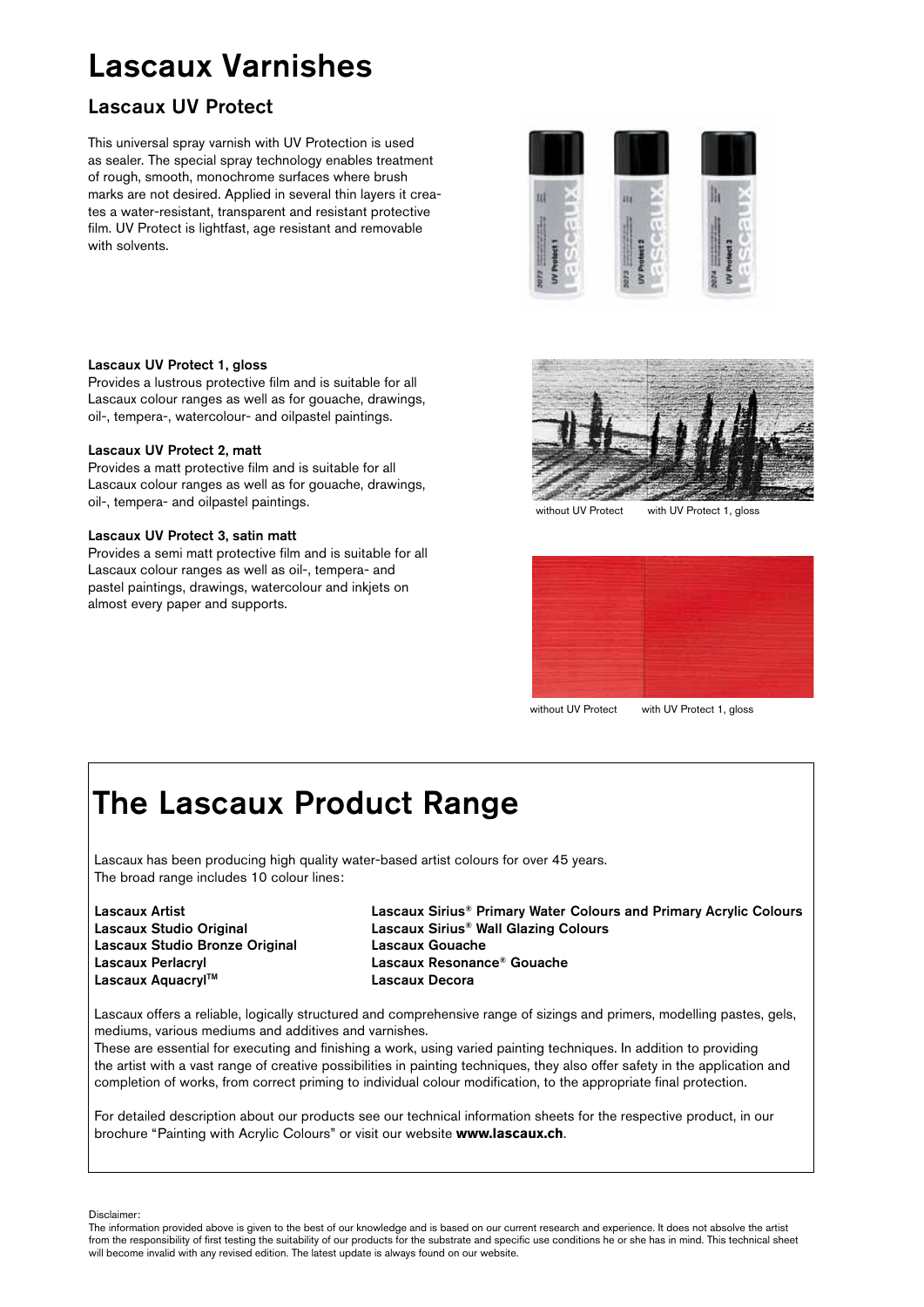# Lascaux Varnishes

## Lascaux UV Protect

This universal spray varnish with UV Protection is used as sealer. The special spray technology enables treatment of rough, smooth, monochrome surfaces where brush marks are not desired. Applied in several thin layers it creates a water-resistant, transparent and resistant protective film. UV Protect is lightfast, age resistant and removable with solvents.

**Lascaux UV Protect 1, gloss**
Provides a lustrous protective film and is suitable for all Lascaux colour ranges as well as for gouache, drawings, oil-, tempera-, watercolour- and oilpastel paintings.

**Lascaux UV Protect 2, matt**
Provides a matt protective film and is suitable for all Lascaux colour ranges as well as for gouache, drawings, oil-, tempera- and oilpastel paintings.

**Lascaux UV Protect 3, satin matt**
Provides a semi matt protective film and is suitable for all Lascaux colour ranges as well as oil-, tempera- and pastel paintings, drawings, watercolour and inkjets on almost every paper and supports.

without UV Protect     with UV Protect 1, gloss

without UV Protect     with UV Protect 1, gloss

# The Lascaux Product Range

Lascaux has been producing high quality water-based artist colours for over 45 years.
The broad range includes 10 colour lines:

**Lascaux Artist**
**Lascaux Studio Original**
**Lascaux Studio Bronze Original**
**Lascaux Perlacryl**
**Lascaux Aquacryl™**
**Lascaux Sirius® Primary Water Colours and Primary Acrylic Colours**
**Lascaux Sirius® Wall Glazing Colours**
**Lascaux Gouache**
**Lascaux Resonance® Gouache**
**Lascaux Decora**

Lascaux offers a reliable, logically structured and comprehensive range of sizings and primers, modelling pastes, gels, mediums, various mediums and additives and varnishes.
These are essential for executing and finishing a work, using varied painting techniques. In addition to providing the artist with a vast range of creative possibilities in painting techniques, they also offer safety in the application and completion of works, from correct priming to individual colour modification, to the appropriate final protection.

For detailed description about our products see our technical information sheets for the respective product, in our brochure "Painting with Acrylic Colours" or visit our website **www.lascaux.ch**.

Disclaimer:
The information provided above is given to the best of our knowledge and is based on our current research and experience. It does not absolve the artist from the responsibility of first testing the suitability of our products for the substrate and specific use conditions he or she has in mind. This technical sheet will become invalid with any revised edition. The latest update is always found on our website.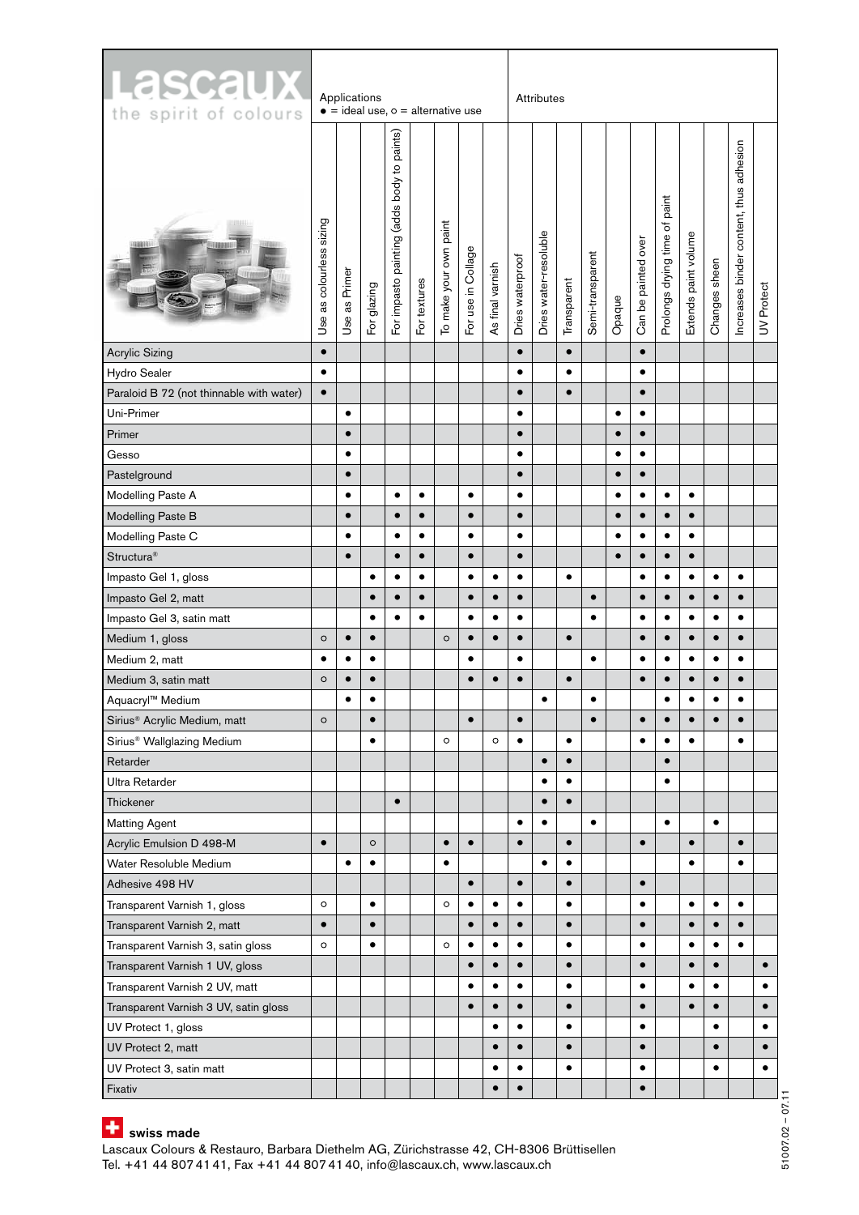**Lascaux** the spirit of colours

| | Applications ● = ideal use, ○ = alternative use | | | | | | | | Attributes | | | | | | | | | | |
|---|---|---|---|---|---|---|---|---|---|---|---|---|---|---|---|---|---|---|---|
| | Use as colourless sizing | Use as Primer | For glazing | For impasto painting (adds body to paints) | For textures | To make your own paint | For use in Collage | As final varnish | Dries waterproof | Dries water-resoluble | Transparent | Semi-transparent | Opaque | Can be painted over | Prolongs drying time of paint | Extends paint volume | Changes sheen | Increases binder content, thus adhesion | UV Protect |
| Acrylic Sizing | ● | | | | | | | | ● | | ● | | | ● | | | | | |
| Hydro Sealer | ● | | | | | | | | ● | | ● | | | ● | | | | | |
| Paraloid B 72 (not thinnable with water) | ● | | | | | | | | ● | | ● | | | ● | | | | | |
| Uni-Primer | | ● | | | | | | | ● | | | | ● | ● | | | | | |
| Primer | | ● | | | | | | | ● | | | | ● | ● | | | | | |
| Gesso | | ● | | | | | | | ● | | | | ● | ● | | | | | |
| Pastelground | | ● | | | | | | | ● | | | | ● | ● | | | | | |
| Modelling Paste A | | ● | | ● | ● | | ● | | ● | | | | ● | ● | ● | ● | | | |
| Modelling Paste B | | ● | | ● | ● | | ● | | ● | | | | ● | ● | ● | ● | | | |
| Modelling Paste C | | ● | | ● | ● | | ● | | ● | | | | ● | ● | ● | ● | | | |
| Structura® | | ● | | ● | ● | | ● | | ● | | | | ● | ● | ● | ● | | | |
| Impasto Gel 1, gloss | | | ● | ● | ● | | ● | ● | ● | | ● | | | ● | ● | ● | ● | ● | |
| Impasto Gel 2, matt | | | ● | ● | ● | | ● | ● | ● | | | ● | | ● | ● | ● | ● | ● | |
| Impasto Gel 3, satin matt | | | ● | ● | ● | | ● | ● | ● | | | ● | | ● | ● | ● | ● | ● | |
| Medium 1, gloss | ○ | ● | ● | | | ○ | ● | ● | ● | | ● | | | ● | ● | ● | ● | ● | |
| Medium 2, matt | ● | ● | ● | | | | ● | | ● | | | ● | | ● | ● | ● | ● | ● | |
| Medium 3, satin matt | ○ | ● | ● | | | | ● | ● | ● | | ● | | | ● | ● | ● | ● | ● | |
| Aquacryl™ Medium | | ● | ● | | | | | | | ● | | ● | | | ● | ● | ● | ● | |
| Sirius® Acrylic Medium, matt | ○ | | ● | | | | ● | | ● | | | ● | | ● | ● | ● | ● | ● | |
| Sirius® Wallglazing Medium | | | ● | | | ○ | | ○ | ● | | ● | | | ● | ● | ● | | ● | |
| Retarder | | | | | | | | | | ● | ● | | | | ● | | | | |
| Ultra Retarder | | | | | | | | | | ● | ● | | | | ● | | | | |
| Thickener | | | | ● | | | | | | ● | ● | | | | | | | | |
| Matting Agent | | | | | | | | | ● | ● | | ● | | | ● | | ● | | |
| Acrylic Emulsion D 498-M | ● | | ○ | | | ● | ● | | ● | | ● | | | ● | | ● | | ● | |
| Water Resoluble Medium | | ● | ● | | | ● | | | | ● | ● | | | | | ● | | ● | |
| Adhesive 498 HV | | | | | | | ● | | ● | | ● | | | ● | | | | | |
| Transparent Varnish 1, gloss | ○ | | ● | | | ○ | ● | ● | ● | | ● | | | ● | | ● | ● | ● | |
| Transparent Varnish 2, matt | ● | | ● | | | | ● | ● | ● | | ● | | | ● | | ● | ● | ● | |
| Transparent Varnish 3, satin gloss | ○ | | ● | | | ○ | ● | ● | ● | | ● | | | ● | | ● | ● | ● | |
| Transparent Varnish 1 UV, gloss | | | | | | | ● | ● | ● | | ● | | | ● | | ● | ● | | ● |
| Transparent Varnish 2 UV, matt | | | | | | | ● | ● | ● | | ● | | | ● | | ● | ● | | ● |
| Transparent Varnish 3 UV, satin gloss | | | | | | | ● | ● | ● | | ● | | | ● | | ● | ● | | ● |
| UV Protect 1, gloss | | | | | | | | ● | ● | | ● | | | ● | | | ● | | ● |
| UV Protect 2, matt | | | | | | | | ● | ● | | ● | | | ● | | | ● | | ● |
| UV Protect 3, satin matt | | | | | | | | ● | ● | | ● | | | ● | | | ● | | ● |
| Fixativ | | | | | | | | ● | ● | | | | | ● | | | | | |

**swiss made**

Lascaux Colours & Restauro, Barbara Diethelm AG, Zürichstrasse 42, CH-8306 Brüttisellen
Tel. +41 44 807 41 41, Fax +41 44 807 41 40, info@lascaux.ch, www.lascaux.ch

51007.02 – 07.11